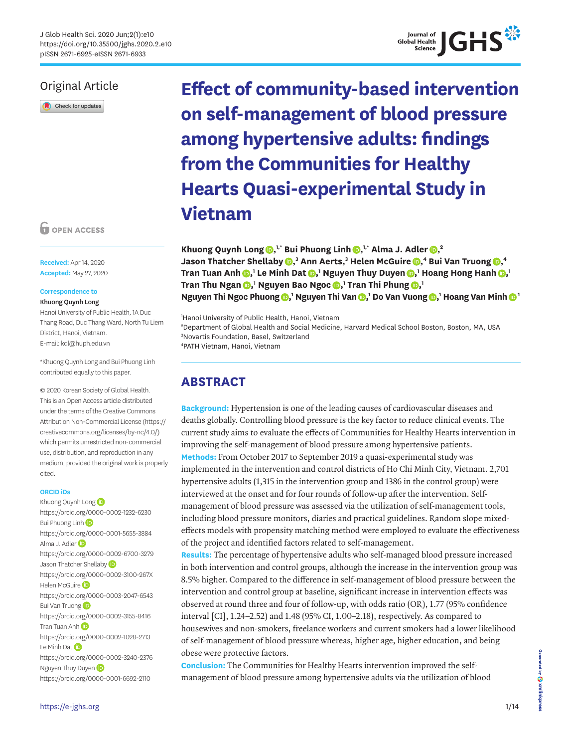J Glob Health Sci. 2020 Jun;2(1):e10
https://doi.org/10.35500/jghs.2020.2.e10
pISSN 2671-6925·eISSN 2671-6933

Original Article

# Effect of community-based intervention on self-management of blood pressure among hypertensive adults: findings from the Communities for Healthy Hearts Quasi-experimental Study in Vietnam

**Khuong Quynh Long** [1,*] **Bui Phuong Linh** [1,*] **Alma J. Adler** [2] **Jason Thatcher Shellaby** [3] **Ann Aerts**,[3] **Helen McGuire** [4] **Bui Van Truong** [4] **Tran Tuan Anh** [1] **Le Minh Dat** [1] **Nguyen Thuy Duyen** [1] **Hoang Hong Hanh** [1] **Tran Thu Ngan** [1] **Nguyen Bao Ngoc** [1] **Tran Thi Phung** [1] **Nguyen Thi Ngoc Phuong** [1] **Nguyen Thi Van** [1] **Do Van Vuong** [1] **Hoang Van Minh** [1]

[1]Hanoi University of Public Health, Hanoi, Vietnam
[2]Department of Global Health and Social Medicine, Harvard Medical School Boston, Boston, MA, USA
[3]Novartis Foundation, Basel, Switzerland
[4]PATH Vietnam, Hanoi, Vietnam

OPEN ACCESS

**Received:** Apr 14, 2020
**Accepted:** May 27, 2020

**Correspondence to**
Khuong Quynh Long
Hanoi University of Public Health, 1A Duc Thang Road, Duc Thang Ward, North Tu Liem District, Hanoi, Vietnam.
E-mail: kql@huph.edu.vn

*Khuong Quynh Long and Bui Phuong Linh contributed equally to this paper.

© 2020 Korean Society of Global Health.
This is an Open Access article distributed under the terms of the Creative Commons Attribution Non-Commercial License (https://creativecommons.org/licenses/by-nc/4.0/) which permits unrestricted non-commercial use, distribution, and reproduction in any medium, provided the original work is properly cited.

**ORCID iDs**
Khuong Quynh Long
https://orcid.org/0000-0002-1232-6230
Bui Phuong Linh
https://orcid.org/0000-0001-5655-3884
Alma J. Adler
https://orcid.org/0000-0002-6700-3279
Jason Thatcher Shellaby
https://orcid.org/0000-0002-3100-267X
Helen McGuire
https://orcid.org/0000-0003-2047-6543
Bui Van Truong
https://orcid.org/0000-0002-3155-8416
Tran Tuan Anh
https://orcid.org/0000-0002-1028-2713
Le Minh Dat
https://orcid.org/0000-0002-3240-2376
Nguyen Thuy Duyen
https://orcid.org/0000-0001-6692-2110

## ABSTRACT

**Background:** Hypertension is one of the leading causes of cardiovascular diseases and deaths globally. Controlling blood pressure is the key factor to reduce clinical events. The current study aims to evaluate the effects of Communities for Healthy Hearts intervention in improving the self-management of blood pressure among hypertensive patients.

**Methods:** From October 2017 to September 2019 a quasi-experimental study was implemented in the intervention and control districts of Ho Chi Minh City, Vietnam. 2,701 hypertensive adults (1,315 in the intervention group and 1386 in the control group) were interviewed at the onset and for four rounds of follow-up after the intervention. Self-management of blood pressure was assessed via the utilization of self-management tools, including blood pressure monitors, diaries and practical guidelines. Random slope mixed-effects models with propensity matching method were employed to evaluate the effectiveness of the project and identified factors related to self-management.

**Results:** The percentage of hypertensive adults who self-managed blood pressure increased in both intervention and control groups, although the increase in the intervention group was 8.5% higher. Compared to the difference in self-management of blood pressure between the intervention and control group at baseline, significant increase in intervention effects was observed at round three and four of follow-up, with odds ratio (OR), 1.77 (95% confidence interval [CI], 1.24–2.52) and 1.48 (95% CI, 1.00–2.18), respectively. As compared to housewives and non-smokers, freelance workers and current smokers had a lower likelihood of self-management of blood pressure whereas, higher age, higher education, and being obese were protective factors.

**Conclusion:** The Communities for Healthy Hearts intervention improved the self-management of blood pressure among hypertensive adults via the utilization of blood